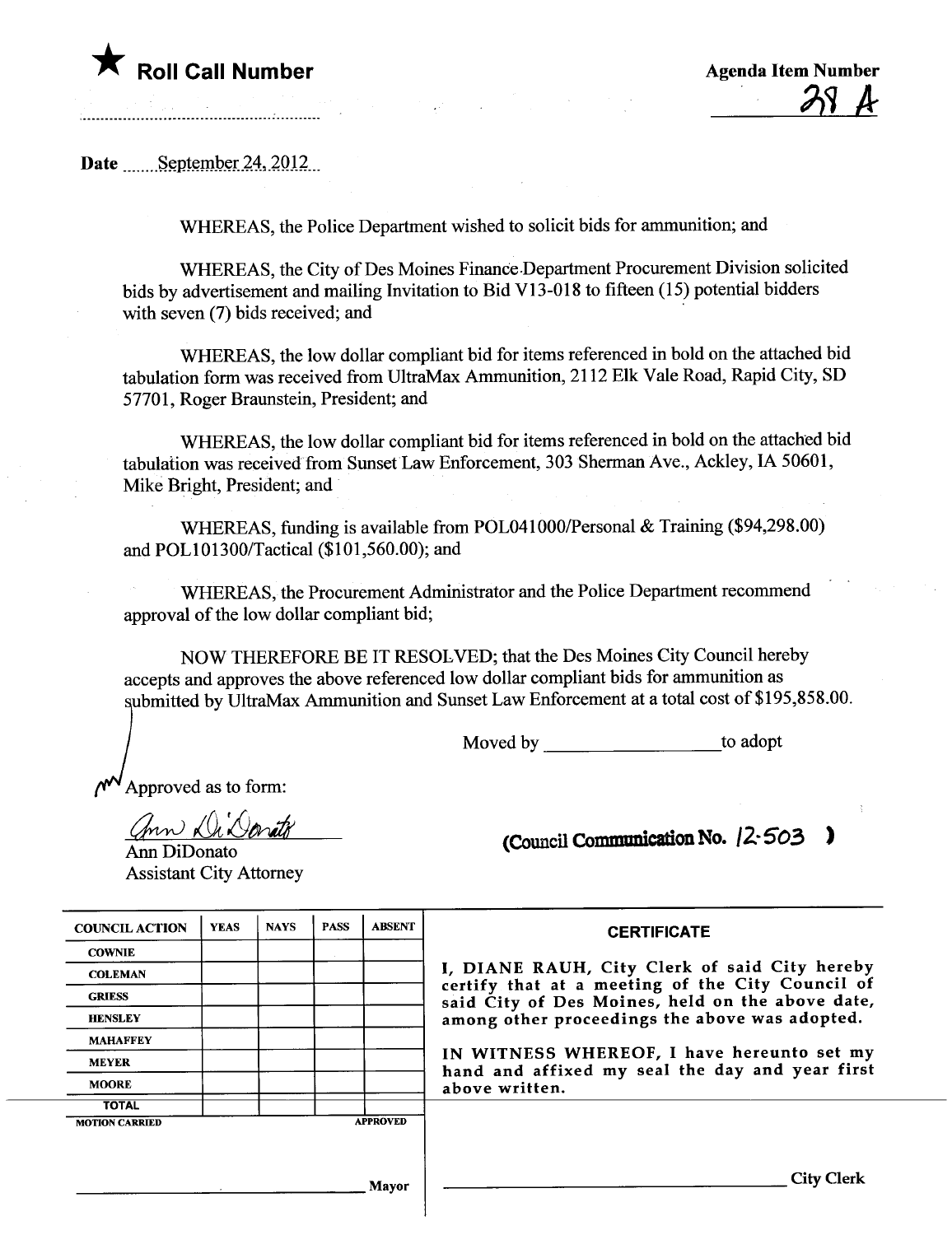★ **Roll Call Number**

**Agenda Item Number**

38 A

**Date** September 24, 2012

WHEREAS, the Police Department wished to solicit bids for ammunition; and

WHEREAS, the City of Des Moines Finance Department Procurement Division solicited bids by advertisement and mailing Invitation to Bid V13-018 to fifteen (15) potential bidders with seven (7) bids received; and

WHEREAS, the low dollar compliant bid for items referenced in bold on the attached bid tabulation form was received from UltraMax Ammunition, 2112 Elk Vale Road, Rapid City, SD 57701, Roger Braunstein, President; and

WHEREAS, the low dollar compliant bid for items referenced in bold on the attached bid tabulation was received from Sunset Law Enforcement, 303 Sherman Ave., Ackley, IA 50601, Mike Bright, President; and

WHEREAS, funding is available from POL041000/Personal & Training ($94,298.00) and POL101300/Tactical ($101,560.00); and

WHEREAS, the Procurement Administrator and the Police Department recommend approval of the low dollar compliant bid;

NOW THEREFORE BE IT RESOLVED; that the Des Moines City Council hereby accepts and approves the above referenced low dollar compliant bids for ammunition as submitted by UltraMax Ammunition and Sunset Law Enforcement at a total cost of $195,858.00.

Moved by ____________________ to adopt

Approved as to form:

Ann DiDonato
Ann DiDonato
Assistant City Attorney

**(Council Communication No. 12-503)**

| COUNCIL ACTION | YEAS | NAYS | PASS | ABSENT |
|---|---|---|---|---|
| COWNIE | | | | |
| COLEMAN | | | | |
| GRIESS | | | | |
| HENSLEY | | | | |
| MAHAFFEY | | | | |
| MEYER | | | | |
| MOORE | | | | |
| TOTAL | | | | |

MOTION CARRIED APPROVED

____________________ Mayor

**CERTIFICATE**

I, DIANE RAUH, City Clerk of said City hereby certify that at a meeting of the City Council of said City of Des Moines, held on the above date, among other proceedings the above was adopted.

IN WITNESS WHEREOF, I have hereunto set my hand and affixed my seal the day and year first above written.

____________________ City Clerk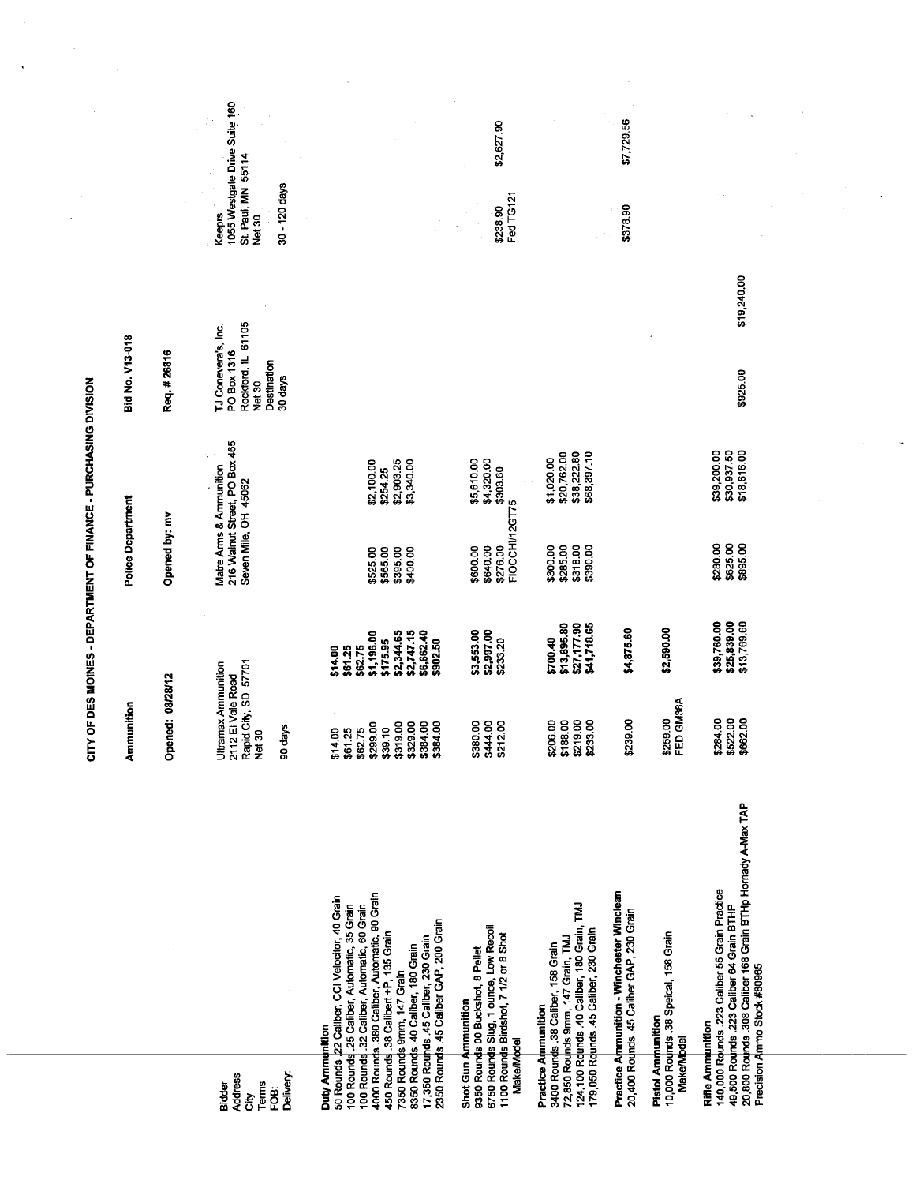# CITY OF DES MOINES - DEPARTMENT OF FINANCE - PURCHASING DIVISION

| Ammunition | Police Department | Bid No. V13-018 |
|---|---|---|
| Opened: 08/28/12 | Opened by: mv | Req. # 26816 |

| | Ultramax Ammunition | | Matre Arms & Ammunition | | TJ Conevera's, Inc. | | Keeprs | |
|---|---|---|---|---|---|---|---|---|
| Bidder | Ultramax Ammunition | | Matre Arms & Ammunition | | TJ Conevera's, Inc. | | Keeprs | |
| Address | 2112 El Vale Road | | 216 Walnut Street, PO Box 465 | | PO Box 1316 | | 1055 Westgate Drive Suite 160 | |
| City | Rapid City, SD 57701 | | Seven Mile, OH 45062 | | Rockford, IL 61105 | | St. Paul, MN 55114 | |
| Terms | Net 30 | | | | Net 30 | | Net 30 | |
| FOB: | | | | | Destination | | | |
| Delivery: | 90 days | | | | 30 days | | 30 - 120 days | |
| **Duty Ammunition** | | | | | | | | |
| 50 Rounds .22 Caliber, CCI Velocitor, 40 Grain | $14.00 | $14.00 | | | | | | |
| 100 Rounds .25 Caliber, Automatic, 35 Grain | $61.25 | $61.25 | | | | | | |
| 100 Rounds .32 Caliber, Automatic, 60 Grain | $62.75 | $62.75 | | | | | | |
| 4000 Rounds .380 Caliber, Automatic, 90 Grain | $299.00 | $1,196.00 | $525.00 | $2,100.00 | | | | |
| 450 Rounds .38 Calibert +P, 135 Grain | $39.10 | $175.95 | $565.00 | $254.25 | | | | |
| 7350 Rounds 9mm, 147 Grain | $319.00 | $2,344.65 | $395.00 | $2,903.25 | | | | |
| 8350 Rounds .40 Caliber, 180 Grain | $329.00 | $2,747.15 | $400.00 | $3,340.00 | | | | |
| 17,350 Rounds .45 Caliber, 230 Grain | $384.00 | $6,662.40 | | | | | | |
| 2350 Rounds .45 Caliber GAP, 200 Grain | $384.00 | $902.50 | | | | | | |
| **Shot Gun Ammunition** | | | | | | | | |
| 9350 Rounds 00 Buckshot, 8 Pellet | $380.00 | $3,553.00 | $600.00 | $5,610.00 | | | | |
| 6750 Rounds Slug, 1 ounce, Low Recoil | $444.00 | $2,997.00 | $640.00 | $4,320.00 | | | | |
| 1100 Rounds Birdshot, 7 1/2 or 8 Shot | $212.00 | $233.20 | $276.00 | $303.60 | | | $238.90 | $2,627.90 |
| Make/Model | | | FIOCCHI/12GT75 | | | | Fed TG121 | |
| **Practice Ammunition** | | | | | | | | |
| 3400 Rounds .38 Caliber, 158 Grain | $206.00 | $700.40 | $300.00 | $1,020.00 | | | | |
| 72,850 Rounds 9mm, 147 Grain, TMJ | $188.00 | $13,695.80 | $285.00 | $20,762.00 | | | | |
| 124,100 Rounds .40 Caliber, 180 Grain, TMJ | $219.00 | $27,177.90 | $318.00 | $38,222.80 | | | | |
| 179,050 Rounds .45 Caliber, 230 Grain | $233.00 | $41,718.65 | $390.00 | $68,397.10 | | | | |
| **Practice Ammunition - Winchester Winclean** | | | | | | | | |
| 20,400 Rounds .45 Caliber GAP, 230 Grain | $239.00 | $4,875.60 | | | | | $378.90 | $7,729.56 |
| **Pistol Ammunition** | | | | | | | | |
| 10,000 Rounds .38 Speical, 158 Grain | $259.00 | $2,590.00 | | | | | | |
| Make/Model | FED GM38A | | | | | | | |
| **Rifle Ammunition** | | | | | | | | |
| 140,000 Rounds .223 Caliber 55 Grain Practice | $284.00 | $39,760.00 | $280.00 | $39,200.00 | | | | |
| 49,500 Rounds .223 Caliber 64 Grain BTHP | $522.00 | $25,839.00 | $625.00 | $30,937.50 | | | | |
| 20,800 Rounds .308 Caliber 168 Grain BTHp Hornady A-Max TAP Precision Ammo Stock #80965 | $662.00 | $13,769.60 | $895.00 | $18,616.00 | $925.00 | $19,240.00 | | |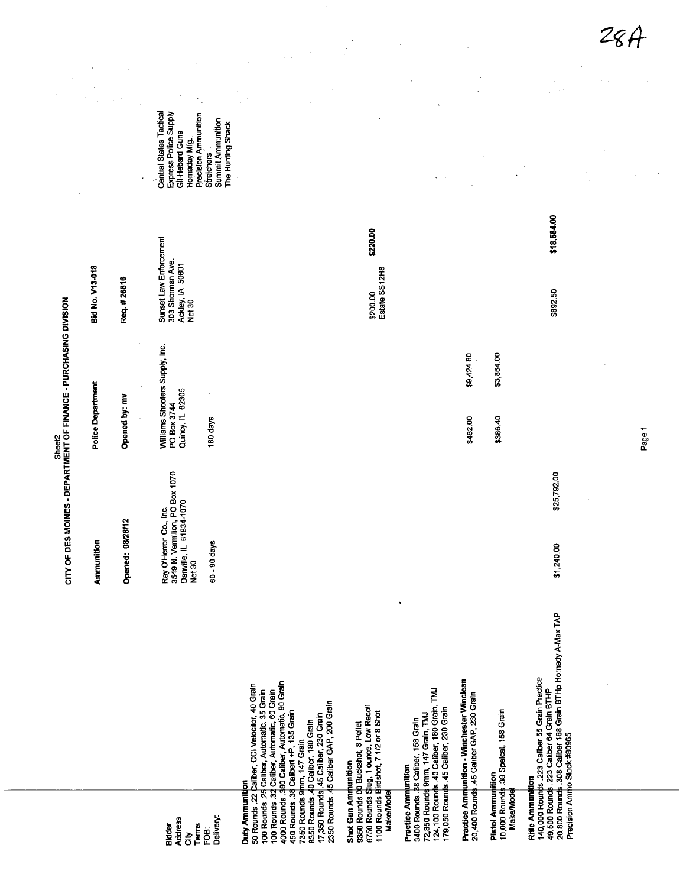# CITY OF DES MOINES - DEPARTMENT OF FINANCE - PURCHASING DIVISION

| | | |
|---|---|---|
| Ammunition | Police Department | Bid No. V13-018 |
| Opened: 08/28/12 | Opened by: mv | Req. # 26816 |

| | | | | | | |
|---|---|---|---|---|---|---|
| Bidder | Ray O'Herron Co., Inc. | | Williams Shooters Supply, Inc. | | Sunset Law Enforcement | |
| Address | 3549 N. Vermilion, PO Box 1070 | | PO Box 3744 | | 303 Sherman Ave. | |
| City | Danville, IL 61834-1070 | | Quincy, IL 62305 | | Ackley, IA 50601 | |
| Terms | Net 30 | | | | Net 30 | |
| FOB: | | | | | | |
| Delivery: | 60 - 90 days | | 180 days | | | |
| **Duty Ammunition** | | | | | | |
| 50 Rounds .22 Caliber, CCI Velocitor, 40 Grain | | | | | | |
| 100 Rounds .25 Caliber, Automatic, 35 Grain | | | | | | |
| 100 Rounds .32 Caliber, Automatic, 60 Grain | | | | | | |
| 4000 Rounds .380 Caliber, Automatic, 90 Grain | | | | | | |
| 450 Rounds .38 Calibert +P, 135 Grain | | | | | | |
| 7350 Rounds 9mm, 147 Grain | | | | | | |
| 8350 Rounds .40 Caliber, 180 Grain | | | | | | |
| 17,350 Rounds .45 Caliber, 230 Grain | | | | | | |
| 2350 Rounds .45 Caliber GAP, 200 Grain | | | | | | |
| **Shot Gun Ammunition** | | | | | | |
| 9350 Rounds 00 Buckshot, 8 Pellet | | | | | | |
| 6750 Rounds Slug, 1 ounce, Low Recoil | | | | | | |
| 1100 Rounds Birdshot, 7 1/2 or 8 Shot | | | | | $200.00 | $220.00 |
| Make/Model | | | | | Estate SS12H8 | |
| **Practice Ammunition** | | | | | | |
| 3400 Rounds .38 Caliber, 158 Grain | | | | | | |
| 72,850 Rounds 9mm, 147 Grain, TMJ | | | | | | |
| 124,100 Rounds .40 Caliber, 180 Grain, TMJ | | | | | | |
| 179,050 Rounds .45 Caliber, 230 Grain | | | | | | |
| **Practice Ammunition - Winchester Winclean** | | | | | | |
| 20,400 Rounds .45 Caliber GAP, 230 Grain | | | $462.00 | $9,424.80 | | |
| **Pistol Ammunition** | | | | | | |
| 10,000 Rounds .38 Speical, 158 Grain | | | $386.40 | $3,864.00 | | |
| Make/Model | | | | | | |
| **Rifle Ammunition** | | | | | | |
| 140,000 Rounds .223 Caliber 55 Grain Practice | | | | | | |
| 49,500 Rounds .223 Caliber 64 Grain BTHP | | | | | | |
| 20,800 Rounds .308 Caliber 168 Grain BTHp Hornady A-Max TAP | $1,240.00 | $25,792.00 | | | $892.50 | $18,564.00 |
| Precision Ammo Stock #80965 | | | | | | |

Central States Tactical
Express Police Supply
Gil Hebard Guns
Hornaday Mfg.
Precision Ammunition
Streichers
Summit Ammunition
The Hunting Shack